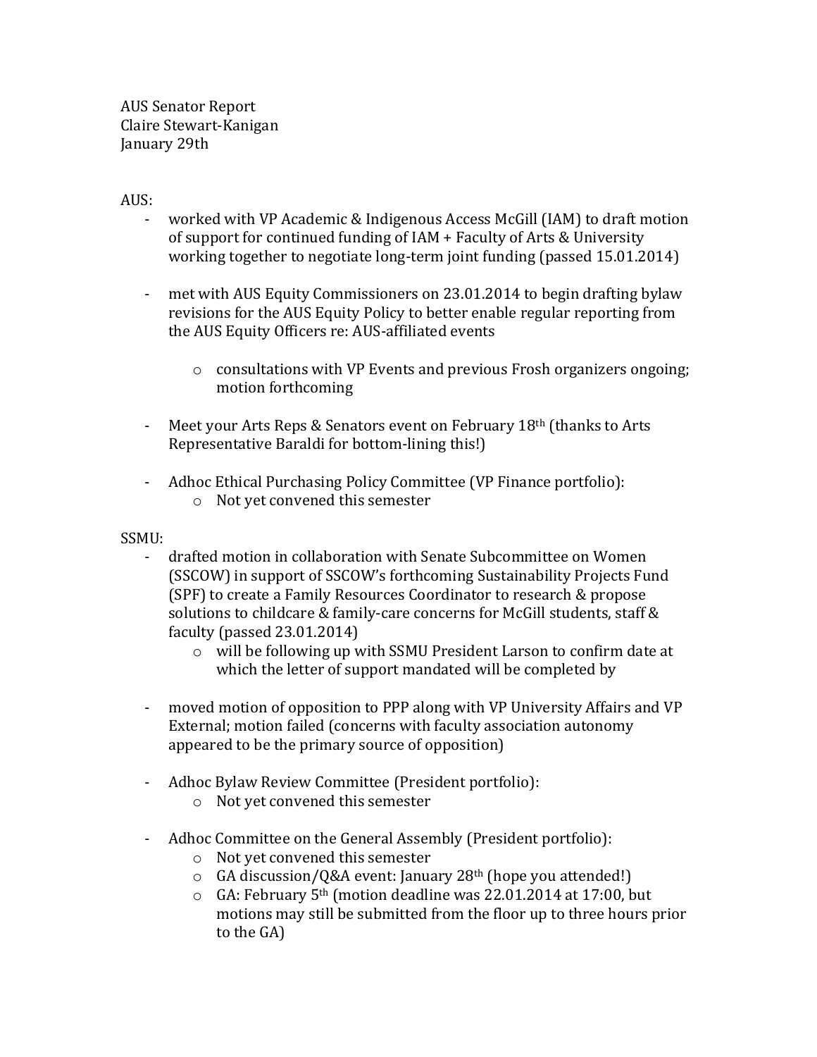AUS Senator Report
Claire Stewart-Kanigan
January 29th

AUS:

- worked with VP Academic & Indigenous Access McGill (IAM) to draft motion of support for continued funding of IAM + Faculty of Arts & University working together to negotiate long-term joint funding (passed 15.01.2014)

- met with AUS Equity Commissioners on 23.01.2014 to begin drafting bylaw revisions for the AUS Equity Policy to better enable regular reporting from the AUS Equity Officers re: AUS-affiliated events
    - consultations with VP Events and previous Frosh organizers ongoing; motion forthcoming

- Meet your Arts Reps & Senators event on February 18th (thanks to Arts Representative Baraldi for bottom-lining this!)

- Adhoc Ethical Purchasing Policy Committee (VP Finance portfolio):
    - Not yet convened this semester

SSMU:

- drafted motion in collaboration with Senate Subcommittee on Women (SSCOW) in support of SSCOW's forthcoming Sustainability Projects Fund (SPF) to create a Family Resources Coordinator to research & propose solutions to childcare & family-care concerns for McGill students, staff & faculty (passed 23.01.2014)
    - will be following up with SSMU President Larson to confirm date at which the letter of support mandated will be completed by

- moved motion of opposition to PPP along with VP University Affairs and VP External; motion failed (concerns with faculty association autonomy appeared to be the primary source of opposition)

- Adhoc Bylaw Review Committee (President portfolio):
    - Not yet convened this semester

- Adhoc Committee on the General Assembly (President portfolio):
    - Not yet convened this semester
    - GA discussion/Q&A event: January 28th (hope you attended!)
    - GA: February 5th (motion deadline was 22.01.2014 at 17:00, but motions may still be submitted from the floor up to three hours prior to the GA)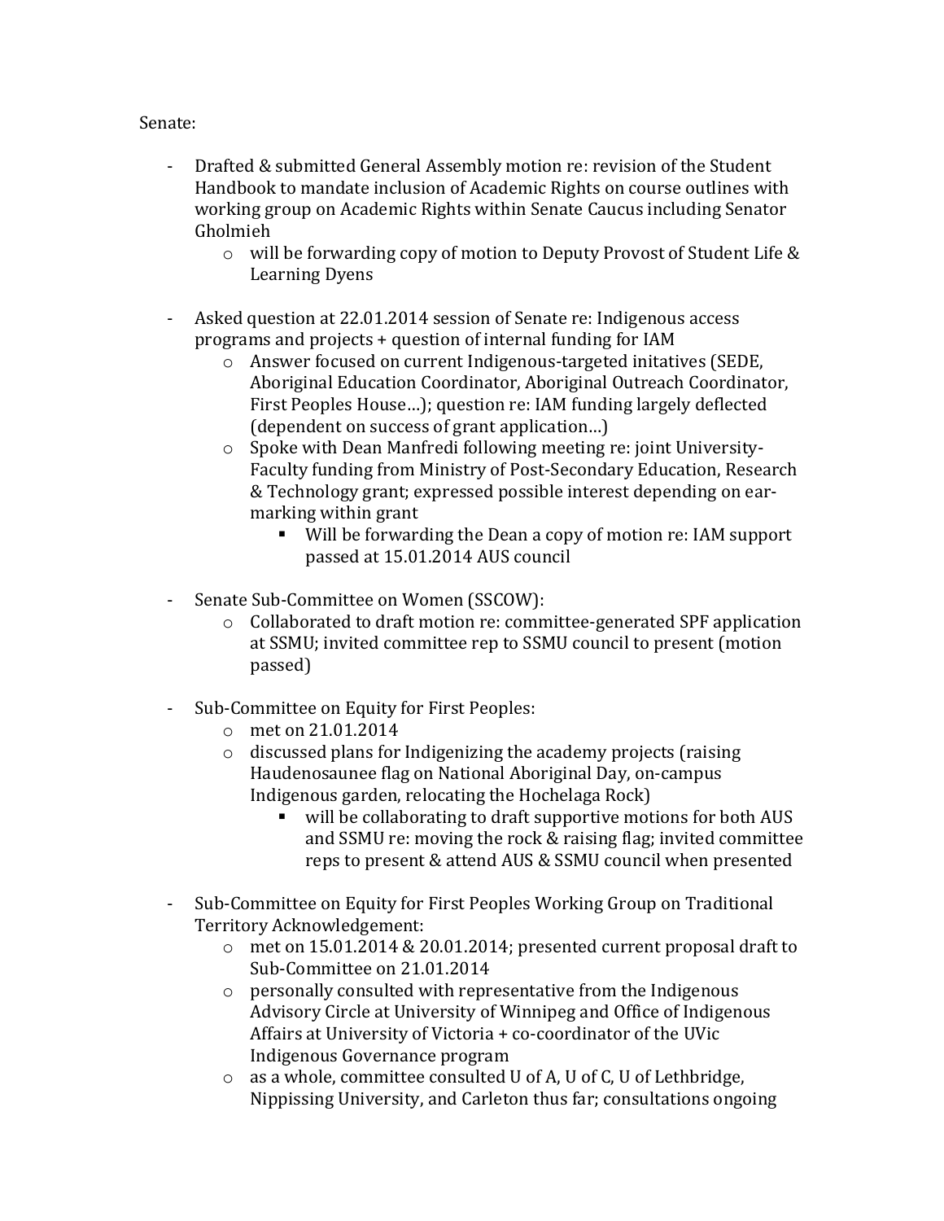Senate:

- Drafted & submitted General Assembly motion re: revision of the Student Handbook to mandate inclusion of Academic Rights on course outlines with working group on Academic Rights within Senate Caucus including Senator Gholmieh
    - will be forwarding copy of motion to Deputy Provost of Student Life & Learning Dyens

- Asked question at 22.01.2014 session of Senate re: Indigenous access programs and projects + question of internal funding for IAM
    - Answer focused on current Indigenous-targeted initatives (SEDE, Aboriginal Education Coordinator, Aboriginal Outreach Coordinator, First Peoples House…); question re: IAM funding largely deflected (dependent on success of grant application…)
    - Spoke with Dean Manfredi following meeting re: joint University-Faculty funding from Ministry of Post-Secondary Education, Research & Technology grant; expressed possible interest depending on ear-marking within grant
        - Will be forwarding the Dean a copy of motion re: IAM support passed at 15.01.2014 AUS council

- Senate Sub-Committee on Women (SSCOW):
    - Collaborated to draft motion re: committee-generated SPF application at SSMU; invited committee rep to SSMU council to present (motion passed)

- Sub-Committee on Equity for First Peoples:
    - met on 21.01.2014
    - discussed plans for Indigenizing the academy projects (raising Haudenosaunee flag on National Aboriginal Day, on-campus Indigenous garden, relocating the Hochelaga Rock)
        - will be collaborating to draft supportive motions for both AUS and SSMU re: moving the rock & raising flag; invited committee reps to present & attend AUS & SSMU council when presented

- Sub-Committee on Equity for First Peoples Working Group on Traditional Territory Acknowledgement:
    - met on 15.01.2014 & 20.01.2014; presented current proposal draft to Sub-Committee on 21.01.2014
    - personally consulted with representative from the Indigenous Advisory Circle at University of Winnipeg and Office of Indigenous Affairs at University of Victoria + co-coordinator of the UVic Indigenous Governance program
    - as a whole, committee consulted U of A, U of C, U of Lethbridge, Nippissing University, and Carleton thus far; consultations ongoing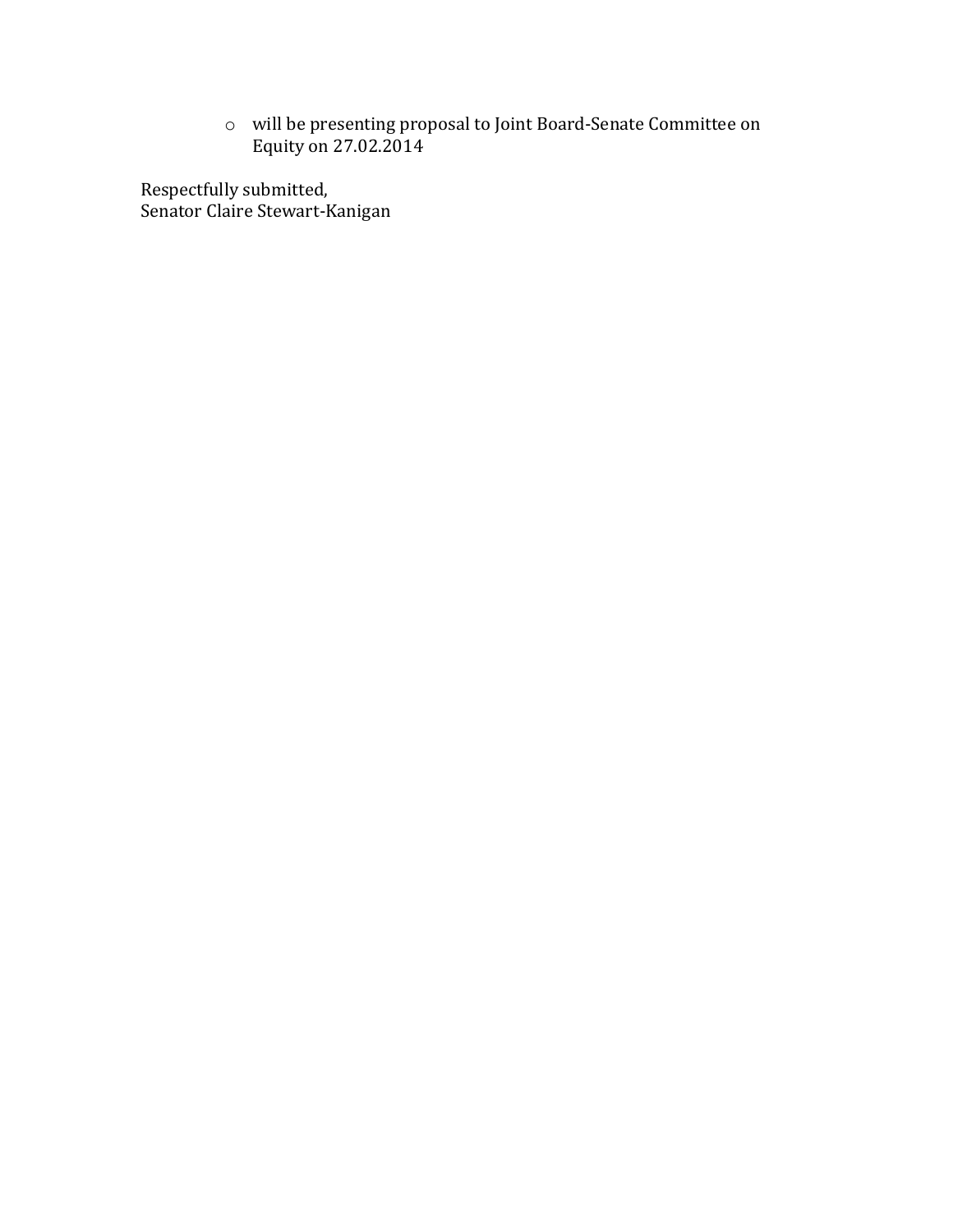- will be presenting proposal to Joint Board-Senate Committee on Equity on 27.02.2014

Respectfully submitted,
Senator Claire Stewart-Kanigan